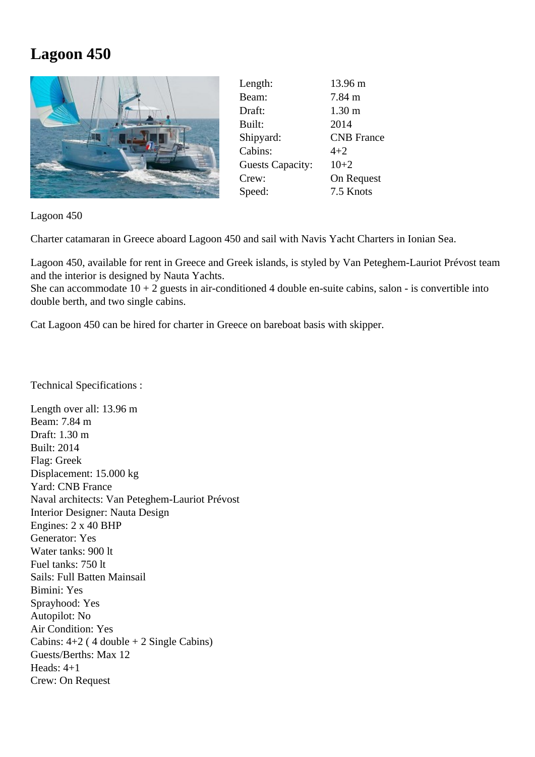# Lagoon 450

| Length: | 13.96 m |
| --- | --- |
| Beam: | 7.84 m |
| Draft: | 1.30 m |
| Built: | 2014 |
| Shipyard: | CNB France |
| Cabins: | 4+2 |
| Guests Capacity: | 10+2 |
| Crew: | On Request |
| Speed: | 7.5 Knots |

Lagoon 450

Charter catamaran in Greece aboard Lagoon 450 and sail with Navis Yacht Charters in Ionian Sea.

Lagoon 450, available for rent in Greece and Greek islands, is styled by Van Peteghem-Lauriot Prévost team and the interior is designed by Nauta Yachts.
She can accommodate 10 + 2 guests in air-conditioned 4 double en-suite cabins, salon - is convertible into double berth, and two single cabins.

Cat Lagoon 450 can be hired for charter in Greece on bareboat basis with skipper.

Technical Specifications :

Length over all: 13.96 m
Beam: 7.84 m
Draft: 1.30 m
Built: 2014
Flag: Greek
Displacement: 15.000 kg
Yard: CNB France
Naval architects: Van Peteghem-Lauriot Prévost
Interior Designer: Nauta Design
Engines: 2 x 40 BHP
Generator: Yes
Water tanks: 900 lt
Fuel tanks: 750 lt
Sails: Full Batten Mainsail
Bimini: Yes
Sprayhood: Yes
Autopilot: No
Air Condition: Yes
Cabins: 4+2 ( 4 double + 2 Single Cabins)
Guests/Berths: Max 12
Heads: 4+1
Crew: On Request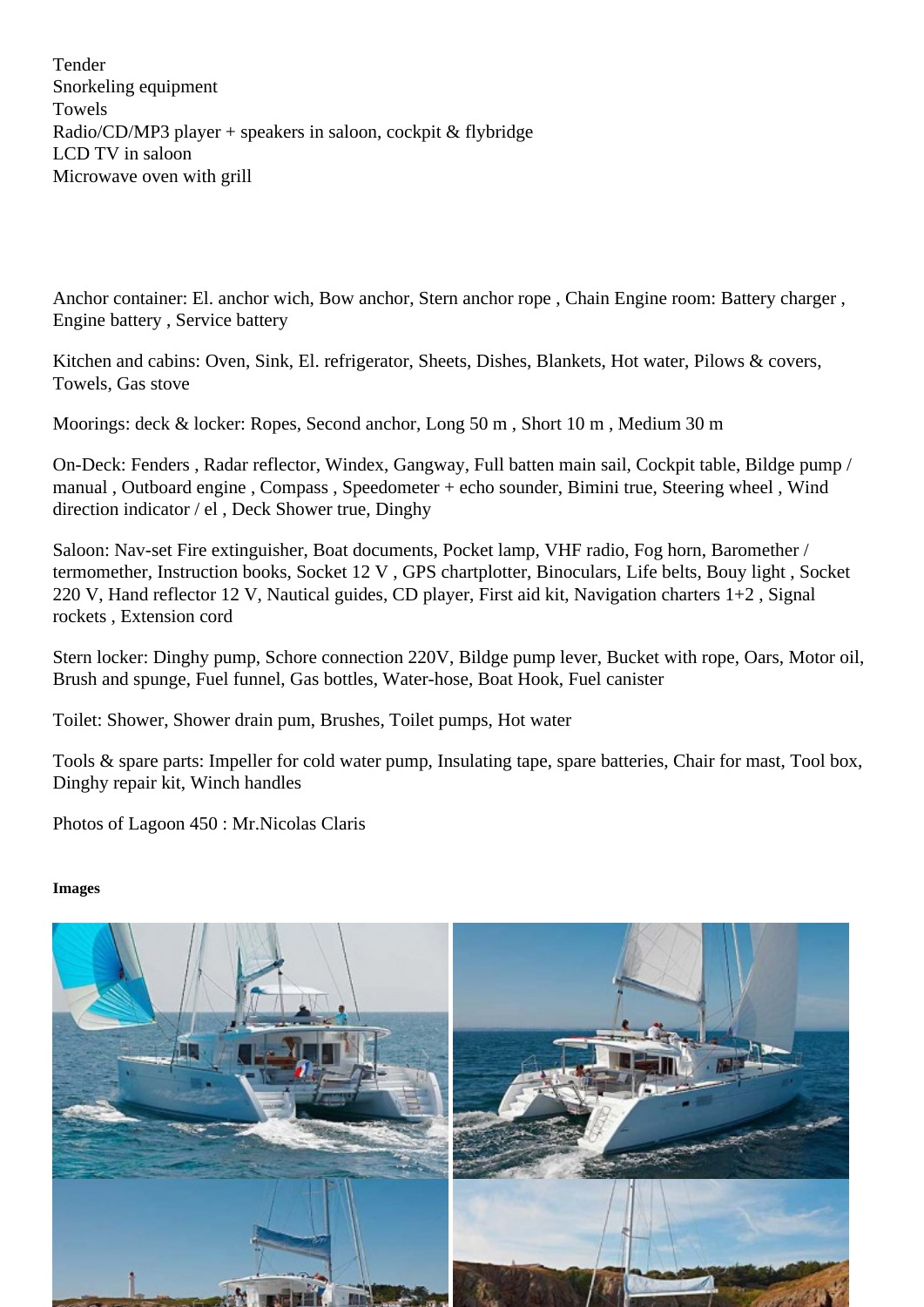Tender
Snorkeling equipment
Towels
Radio/CD/MP3 player + speakers in saloon, cockpit & flybridge
LCD TV in saloon
Microwave oven with grill

Anchor container: El. anchor wich, Bow anchor, Stern anchor rope , Chain Engine room: Battery charger , Engine battery , Service battery

Kitchen and cabins: Oven, Sink, El. refrigerator, Sheets, Dishes, Blankets, Hot water, Pilows & covers, Towels, Gas stove

Moorings: deck & locker: Ropes, Second anchor, Long 50 m , Short 10 m , Medium 30 m

On-Deck: Fenders , Radar reflector, Windex, Gangway, Full batten main sail, Cockpit table, Bildge pump / manual , Outboard engine , Compass , Speedometer + echo sounder, Bimini true, Steering wheel , Wind direction indicator / el , Deck Shower true, Dinghy

Saloon: Nav-set Fire extinguisher, Boat documents, Pocket lamp, VHF radio, Fog horn, Baromether / termomether, Instruction books, Socket 12 V , GPS chartplotter, Binoculars, Life belts, Bouy light , Socket 220 V, Hand reflector 12 V, Nautical guides, CD player, First aid kit, Navigation charters 1+2 , Signal rockets , Extension cord

Stern locker: Dinghy pump, Schore connection 220V, Bildge pump lever, Bucket with rope, Oars, Motor oil, Brush and spunge, Fuel funnel, Gas bottles, Water-hose, Boat Hook, Fuel canister

Toilet: Shower, Shower drain pum, Brushes, Toilet pumps, Hot water

Tools & spare parts: Impeller for cold water pump, Insulating tape, spare batteries, Chair for mast, Tool box, Dinghy repair kit, Winch handles

Photos of Lagoon 450 : Mr.Nicolas Claris

**Images**